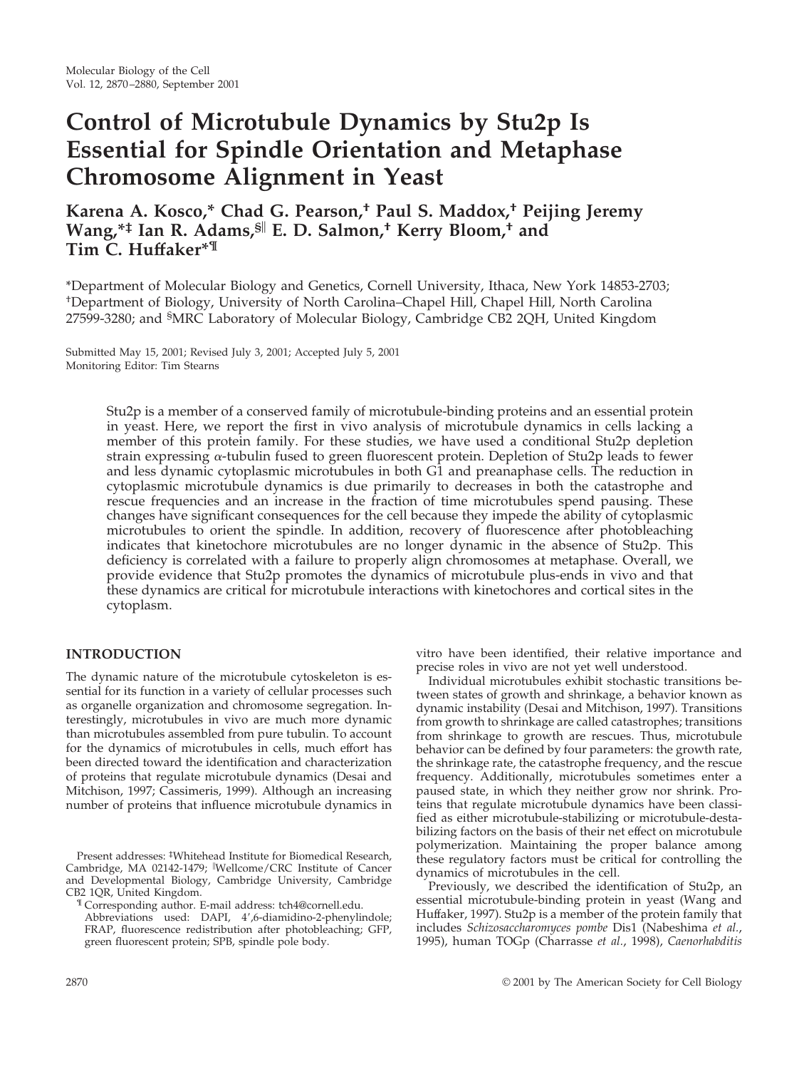# Control of Microtubule Dynamics by Stu2p Is Essential for Spindle Orientation and Metaphase Chromosome Alignment in Yeast

**Karena A. Kosco,* Chad G. Pearson,† Paul S. Maddox,† Peijing Jeremy Wang,*‡ Ian R. Adams,§|| E. D. Salmon,† Kerry Bloom,† and Tim C. Huffaker*¶**

*Department of Molecular Biology and Genetics, Cornell University, Ithaca, New York 14853-2703; †Department of Biology, University of North Carolina–Chapel Hill, Chapel Hill, North Carolina 27599-3280; and §MRC Laboratory of Molecular Biology, Cambridge CB2 2QH, United Kingdom

Submitted May 15, 2001; Revised July 3, 2001; Accepted July 5, 2001
Monitoring Editor: Tim Stearns

Stu2p is a member of a conserved family of microtubule-binding proteins and an essential protein in yeast. Here, we report the first in vivo analysis of microtubule dynamics in cells lacking a member of this protein family. For these studies, we have used a conditional Stu2p depletion strain expressing α-tubulin fused to green fluorescent protein. Depletion of Stu2p leads to fewer and less dynamic cytoplasmic microtubules in both G1 and preanaphase cells. The reduction in cytoplasmic microtubule dynamics is due primarily to decreases in both the catastrophe and rescue frequencies and an increase in the fraction of time microtubules spend pausing. These changes have significant consequences for the cell because they impede the ability of cytoplasmic microtubules to orient the spindle. In addition, recovery of fluorescence after photobleaching indicates that kinetochore microtubules are no longer dynamic in the absence of Stu2p. This deficiency is correlated with a failure to properly align chromosomes at metaphase. Overall, we provide evidence that Stu2p promotes the dynamics of microtubule plus-ends in vivo and that these dynamics are critical for microtubule interactions with kinetochores and cortical sites in the cytoplasm.

## INTRODUCTION

The dynamic nature of the microtubule cytoskeleton is essential for its function in a variety of cellular processes such as organelle organization and chromosome segregation. Interestingly, microtubules in vivo are much more dynamic than microtubules assembled from pure tubulin. To account for the dynamics of microtubules in cells, much effort has been directed toward the identification and characterization of proteins that regulate microtubule dynamics (Desai and Mitchison, 1997; Cassimeris, 1999). Although an increasing number of proteins that influence microtubule dynamics in vitro have been identified, their relative importance and precise roles in vivo are not yet well understood.

Individual microtubules exhibit stochastic transitions between states of growth and shrinkage, a behavior known as dynamic instability (Desai and Mitchison, 1997). Transitions from growth to shrinkage are called catastrophes; transitions from shrinkage to growth are rescues. Thus, microtubule behavior can be defined by four parameters: the growth rate, the shrinkage rate, the catastrophe frequency, and the rescue frequency. Additionally, microtubules sometimes enter a paused state, in which they neither grow nor shrink. Proteins that regulate microtubule dynamics have been classified as either microtubule-stabilizing or microtubule-destabilizing factors on the basis of their net effect on microtubule polymerization. Maintaining the proper balance among these regulatory factors must be critical for controlling the dynamics of microtubules in the cell.

Previously, we described the identification of Stu2p, an essential microtubule-binding protein in yeast (Wang and Huffaker, 1997). Stu2p is a member of the protein family that includes *Schizosaccharomyces pombe* Dis1 (Nabeshima *et al.*, 1995), human TOGp (Charrasse *et al.*, 1998), *Caenorhabditis*

Present addresses: ‡Whitehead Institute for Biomedical Research, Cambridge, MA 02142-1479; ||Wellcome/CRC Institute of Cancer and Developmental Biology, Cambridge University, Cambridge CB2 1QR, United Kingdom.

¶ Corresponding author. E-mail address: tch4@cornell.edu.
Abbreviations used: DAPI, 4',6-diamidino-2-phenylindole; FRAP, fluorescence redistribution after photobleaching; GFP, green fluorescent protein; SPB, spindle pole body.

© 2001 by The American Society for Cell Biology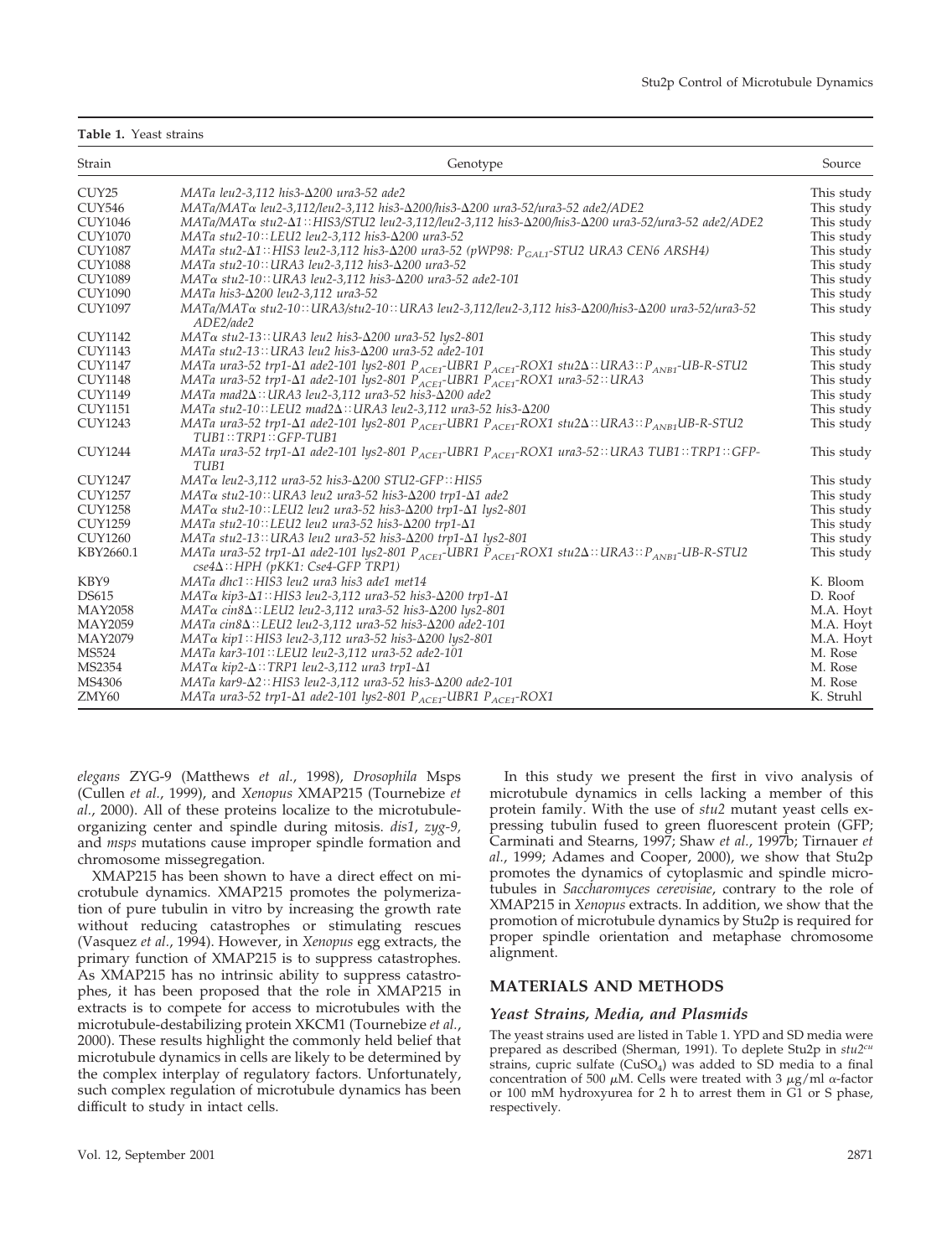**Table 1.** Yeast strains

| Strain | Genotype | Source |
| --- | --- | --- |
| CUY25 | *MATa leu2-3,112 his3-Δ200 ura3-52 ade2* | This study |
| CUY546 | *MATa/MATα leu2-3,112/leu2-3,112 his3-Δ200/his3-Δ200 ura3-52/ura3-52 ade2/ADE2* | This study |
| CUY1046 | *MATa/MATα stu2-Δ1::HIS3/STU2 leu2-3,112/leu2-3,112 his3-Δ200/his3-Δ200 ura3-52/ura3-52 ade2/ADE2* | This study |
| CUY1070 | *MATa stu2-10::LEU2 leu2-3,112 his3-Δ200 ura3-52* | This study |
| CUY1087 | *MATa stu2-Δ1::HIS3 leu2-3,112 his3-Δ200 ura3-52 (pWP98: $P_{GAL1}$-STU2 URA3 CEN6 ARSH4)* | This study |
| CUY1088 | *MATa stu2-10::URA3 leu2-3,112 his3-Δ200 ura3-52* | This study |
| CUY1089 | *MATα stu2-10::URA3 leu2-3,112 his3-Δ200 ura3-52 ade2-101* | This study |
| CUY1090 | *MATa his3-Δ200 leu2-3,112 ura3-52* | This study |
| CUY1097 | *MATa/MATα stu2-10::URA3/stu2-10::URA3 leu2-3,112/leu2-3,112 his3-Δ200/his3-Δ200 ura3-52/ura3-52 ADE2/ade2* | This study |
| CUY1142 | *MATα stu2-13::URA3 leu2 his3-Δ200 ura3-52 lys2-801* | This study |
| CUY1143 | *MATa stu2-13::URA3 leu2 his3-Δ200 ura3-52 ade2-101* | This study |
| CUY1147 | *MATa ura3-52 trp1-Δ1 ade2-101 lys2-801 $P_{ACE1}$-UBR1 $P_{ACE1}$-ROX1 stu2Δ::URA3::$P_{ANB1}$-UB-R-STU2* | This study |
| CUY1148 | *MATa ura3-52 trp1-Δ1 ade2-101 lys2-801 $P_{ACE1}$-UBR1 $P_{ACE1}$-ROX1 ura3-52::URA3* | This study |
| CUY1149 | *MATa mad2Δ::URA3 leu2-3,112 ura3-52 his3-Δ200 ade2* | This study |
| CUY1151 | *MATa stu2-10::LEU2 mad2Δ::URA3 leu2-3,112 ura3-52 his3-Δ200* | This study |
| CUY1243 | *MATa ura3-52 trp1-Δ1 ade2-101 lys2-801 $P_{ACE1}$-UBR1 $P_{ACE1}$-ROX1 stu2Δ::URA3::$P_{ANB1}$UB-R-STU2 TUB1::TRP1::GFP-TUB1* | This study |
| CUY1244 | *MATa ura3-52 trp1-Δ1 ade2-101 lys2-801 $P_{ACE1}$-UBR1 $P_{ACE1}$-ROX1 ura3-52::URA3 TUB1::TRP1::GFP-TUB1* | This study |
| CUY1247 | *MATα leu2-3,112 ura3-52 his3-Δ200 STU2-GFP::HIS5* | This study |
| CUY1257 | *MATα stu2-10::URA3 leu2 ura3-52 his3-Δ200 trp1-Δ1 ade2* | This study |
| CUY1258 | *MATα stu2-10::LEU2 leu2 ura3-52 his3-Δ200 trp1-Δ1 lys2-801* | This study |
| CUY1259 | *MATa stu2-10::LEU2 leu2 ura3-52 his3-Δ200 trp1-Δ1* | This study |
| CUY1260 | *MATa stu2-13::URA3 leu2 ura3-52 his3-Δ200 trp1-Δ1 lys2-801* | This study |
| KBY2660.1 | *MATa ura3-52 trp1-Δ1 ade2-101 lys2-801 $P_{ACE1}$-UBR1 $P_{ACE1}$-ROX1 stu2Δ::URA3::$P_{ANB1}$-UB-R-STU2 cse4Δ::HPH (pKK1: Cse4-GFP TRP1)* | This study |
| KBY9 | *MATa dhc1::HIS3 leu2 ura3 his3 ade1 met14* | K. Bloom |
| DS615 | *MATα kip3-Δ1::HIS3 leu2-3,112 ura3-52 his3-Δ200 trp1-Δ1* | D. Roof |
| MAY2058 | *MATα cin8Δ::LEU2 leu2-3,112 ura3-52 his3-Δ200 lys2-801* | M.A. Hoyt |
| MAY2059 | *MATa cin8Δ::LEU2 leu2-3,112 ura3-52 his3-Δ200 ade2-101* | M.A. Hoyt |
| MAY2079 | *MATα kip1::HIS3 leu2-3,112 ura3-52 his3-Δ200 lys2-801* | M.A. Hoyt |
| MS524 | *MATa kar3-101::LEU2 leu2-3,112 ura3-52 ade2-101* | M. Rose |
| MS2354 | *MATα kip2-Δ::TRP1 leu2-3,112 ura3 trp1-Δ1* | M. Rose |
| MS4306 | *MATa kar9-Δ2::HIS3 leu2-3,112 ura3-52 his3-Δ200 ade2-101* | M. Rose |
| ZMY60 | *MATa ura3-52 trp1-Δ1 ade2-101 lys2-801 $P_{ACE1}$-UBR1 $P_{ACE1}$-ROX1* | K. Struhl |

*elegans* ZYG-9 (Matthews *et al.*, 1998), *Drosophila* Msps (Cullen *et al.*, 1999), and *Xenopus* XMAP215 (Tournebize *et al.*, 2000). All of these proteins localize to the microtubule-organizing center and spindle during mitosis. *dis1*, *zyg-9,* and *msps* mutations cause improper spindle formation and chromosome missegregation.

XMAP215 has been shown to have a direct effect on microtubule dynamics. XMAP215 promotes the polymerization of pure tubulin in vitro by increasing the growth rate without reducing catastrophes or stimulating rescues (Vasquez *et al.*, 1994). However, in *Xenopus* egg extracts, the primary function of XMAP215 is to suppress catastrophes. As XMAP215 has no intrinsic ability to suppress catastrophes, it has been proposed that the role in XMAP215 in extracts is to compete for access to microtubules with the microtubule-destabilizing protein XKCM1 (Tournebize *et al.*, 2000). These results highlight the commonly held belief that microtubule dynamics in cells are likely to be determined by the complex interplay of regulatory factors. Unfortunately, such complex regulation of microtubule dynamics has been difficult to study in intact cells.

In this study we present the first in vivo analysis of microtubule dynamics in cells lacking a member of this protein family. With the use of *stu2* mutant yeast cells expressing tubulin fused to green fluorescent protein (GFP; Carminati and Stearns, 1997; Shaw *et al.*, 1997b; Tirnauer *et al.*, 1999; Adames and Cooper, 2000), we show that Stu2p promotes the dynamics of cytoplasmic and spindle microtubules in *Saccharomyces cerevisiae*, contrary to the role of XMAP215 in *Xenopus* extracts. In addition, we show that the promotion of microtubule dynamics by Stu2p is required for proper spindle orientation and metaphase chromosome alignment.

## MATERIALS AND METHODS

### *Yeast Strains, Media, and Plasmids*

The yeast strains used are listed in Table 1. YPD and SD media were prepared as described (Sherman, 1991). To deplete Stu2p in *stu2*[cu] strains, cupric sulfate ($CuSO_4$) was added to SD media to a final concentration of 500 $\mu$M. Cells were treated with 3 $\mu$g/ml $\alpha$-factor or 100 mM hydroxyurea for 2 h to arrest them in G1 or S phase, respectively.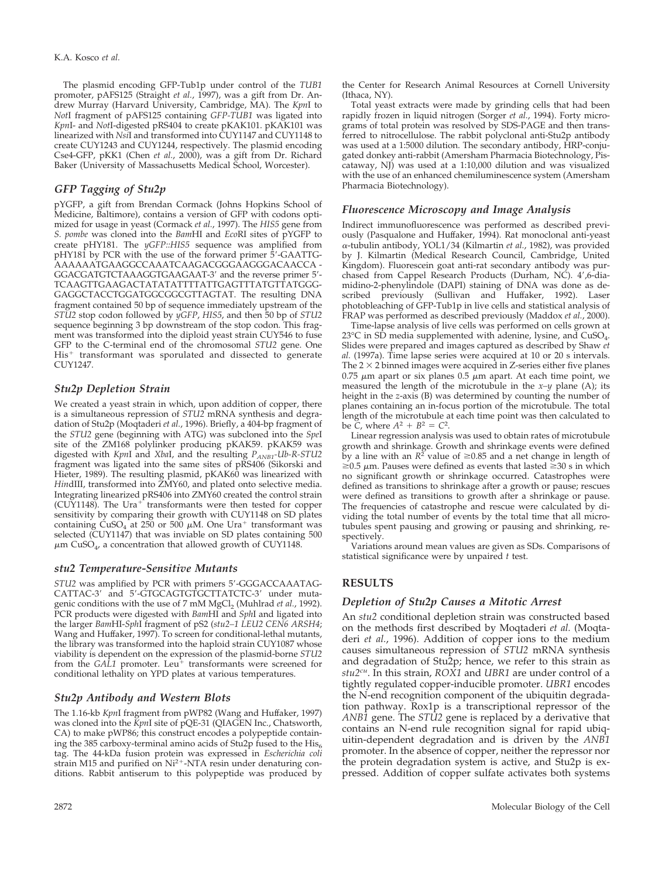The plasmid encoding GFP-Tub1p under control of the *TUB1* promoter, pAFS125 (Straight *et al.*, 1997), was a gift from Dr. Andrew Murray (Harvard University, Cambridge, MA). The *Kpn*I to *Not*I fragment of pAFS125 containing *GFP-TUB1* was ligated into *Kpn*I- and *Not*I-digested pRS404 to create pKAK101. pKAK101 was linearized with *Nsi*I and transformed into CUY1147 and CUY1148 to create CUY1243 and CUY1244, respectively. The plasmid encoding Cse4-GFP, pKK1 (Chen *et al.*, 2000), was a gift from Dr. Richard Baker (University of Massachusetts Medical School, Worcester).

## GFP Tagging of Stu2p

pYGFP, a gift from Brendan Cormack (Johns Hopkins School of Medicine, Baltimore), contains a version of GFP with codons optimized for usage in yeast (Cormack *et al.*, 1997). The *HIS5* gene from *S. pombe* was cloned into the *Bam*HI and *Eco*RI sites of pYGFP to create pHY181. The *yGFP::HIS5* sequence was amplified from pHY181 by PCR with the use of the forward primer 5′-GAATTGAAAAAATGAAGGCCAAATCAAGACGGGAAGGGACAACCA-GGACGATGTCTAAAGGTGAAGAAT-3′ and the reverse primer 5′-TCAAGTTGAAGACTATATATTTTATTGAGTTTATGTTATGGGGAGGCTACCTGGATGGCGGCGTTAGTAT. The resulting DNA fragment contained 50 bp of sequence immediately upstream of the *STU2* stop codon followed by *yGFP*, *HIS5*, and then 50 bp of *STU2* sequence beginning 3 bp downstream of the stop codon. This fragment was transformed into the diploid yeast strain CUY546 to fuse GFP to the C-terminal end of the chromosomal *STU2* gene. One $His^+$ transformant was sporulated and dissected to generate CUY1247.

## Stu2p Depletion Strain

We created a yeast strain in which, upon addition of copper, there is a simultaneous repression of *STU2* mRNA synthesis and degradation of Stu2p (Moqtaderi *et al.*, 1996). Briefly, a 404-bp fragment of the *STU2* gene (beginning with ATG) was subcloned into the *Spe*I site of the ZM168 polylinker producing pKAK59. pKAK59 was digested with *Kpn*I and *Xba*I, and the resulting $P_{ANB1}$-*Ub-R-STU2* fragment was ligated into the same sites of pRS406 (Sikorski and Hieter, 1989). The resulting plasmid, pKAK60 was linearized with *Hin*dIII, transformed into ZMY60, and plated onto selective media. Integrating linearized pRS406 into ZMY60 created the control strain (CUY1148). The $Ura^+$ transformants were then tested for copper sensitivity by comparing their growth with CUY1148 on SD plates containing $CuSO_4$ at 250 or 500 μM. One $Ura^+$ transformant was selected (CUY1147) that was inviable on SD plates containing 500 μm $CuSO_4$, a concentration that allowed growth of CUY1148.

## stu2 Temperature-Sensitive Mutants

*STU2* was amplified by PCR with primers 5′-GGGACCAAATAGCATTAC-3′ and 5′-GTGCAGTGTGCTTATCTC-3′ under mutagenic conditions with the use of 7 mM $MgCl_2$ (Muhlrad *et al.*, 1992). PCR products were digested with *Bam*HI and *Sph*I and ligated into the larger *Bam*HI-*Sph*I fragment of pS2 (*stu2–1 LEU2 CEN6 ARSH4*; Wang and Huffaker, 1997). To screen for conditional-lethal mutants, the library was transformed into the haploid strain CUY1087 whose viability is dependent on the expression of the plasmid-borne *STU2* from the *GAL1* promoter. $Leu^+$ transformants were screened for conditional lethality on YPD plates at various temperatures.

## Stu2p Antibody and Western Blots

The 1.16-kb *Kpn*I fragment from pWP82 (Wang and Huffaker, 1997) was cloned into the *Kpn*I site of pQE-31 (QIAGEN Inc., Chatsworth, CA) to make pWP86; this construct encodes a polypeptide containing the 385 carboxy-terminal amino acids of Stu2p fused to the $His_6$ tag. The 44-kDa fusion protein was expressed in *Escherichia coli* strain M15 and purified on $Ni^{2+}$-NTA resin under denaturing conditions. Rabbit antiserum to this polypeptide was produced by the Center for Research Animal Resources at Cornell University (Ithaca, NY).

Total yeast extracts were made by grinding cells that had been rapidly frozen in liquid nitrogen (Sorger *et al.*, 1994). Forty micrograms of total protein was resolved by SDS-PAGE and then transferred to nitrocellulose. The rabbit polyclonal anti-Stu2p antibody was used at a 1:5000 dilution. The secondary antibody, HRP-conjugated donkey anti-rabbit (Amersham Pharmacia Biotechnology, Piscataway, NJ) was used at a 1:10,000 dilution and was visualized with the use of an enhanced chemiluminescence system (Amersham Pharmacia Biotechnology).

## Fluorescence Microscopy and Image Analysis

Indirect immunofluorescence was performed as described previously (Pasqualone and Huffaker, 1994). Rat monoclonal anti-yeast α-tubulin antibody, YOL1/34 (Kilmartin *et al.*, 1982), was provided by J. Kilmartin (Medical Research Council, Cambridge, United Kingdom). Fluorescein goat anti-rat secondary antibody was purchased from Cappel Research Products (Durham, NC). 4′,6-diamidino-2-phenylindole (DAPI) staining of DNA was done as described previously (Sullivan and Huffaker, 1992). Laser photobleaching of GFP-Tub1p in live cells and statistical analysis of FRAP was performed as described previously (Maddox *et al.*, 2000).

Time-lapse analysis of live cells was performed on cells grown at 23°C in SD media supplemented with adenine, lysine, and $CuSO_4$. Slides were prepared and images captured as described by Shaw *et al.* (1997a). Time lapse series were acquired at 10 or 20 s intervals. The 2 × 2 binned images were acquired in Z-series either five planes 0.75 μm apart or six planes 0.5 μm apart. At each time point, we measured the length of the microtubule in the *x–y* plane (A); its height in the *z*-axis (B) was determined by counting the number of planes containing an in-focus portion of the microtubule. The total length of the microtubule at each time point was then calculated to be *C*, where $A^2 + B^2 = C^2$.

Linear regression analysis was used to obtain rates of microtubule growth and shrinkage. Growth and shrinkage events were defined by a line with an $R^2$ value of ≥0.85 and a net change in length of ≥0.5 μm. Pauses were defined as events that lasted ≥30 s in which no significant growth or shrinkage occurred. Catastrophes were defined as transitions to shrinkage after a growth or pause; rescues were defined as transitions to growth after a shrinkage or pause. The frequencies of catastrophe and rescue were calculated by dividing the total number of events by the total time that all microtubules spent pausing and growing or pausing and shrinking, respectively.

Variations around mean values are given as SDs. Comparisons of statistical significance were by unpaired *t* test.

# RESULTS

## Depletion of Stu2p Causes a Mitotic Arrest

An *stu2* conditional depletion strain was constructed based on the methods first described by Moqtaderi *et al.* (Moqtaderi *et al.*, 1996). Addition of copper ions to the medium causes simultaneous repression of *STU2* mRNA synthesis and degradation of Stu2p; hence, we refer to this strain as *stu2^cu*. In this strain, *ROX1* and *UBR1* are under control of a tightly regulated copper-inducible promoter. *UBR1* encodes the N-end recognition component of the ubiquitin degradation pathway. Rox1p is a transcriptional repressor of the *ANB1* gene. The *STU2* gene is replaced by a derivative that contains an N-end rule recognition signal for rapid ubiquitin-dependent degradation and is driven by the *ANB1* promoter. In the absence of copper, neither the repressor nor the protein degradation system is active, and Stu2p is expressed. Addition of copper sulfate activates both systems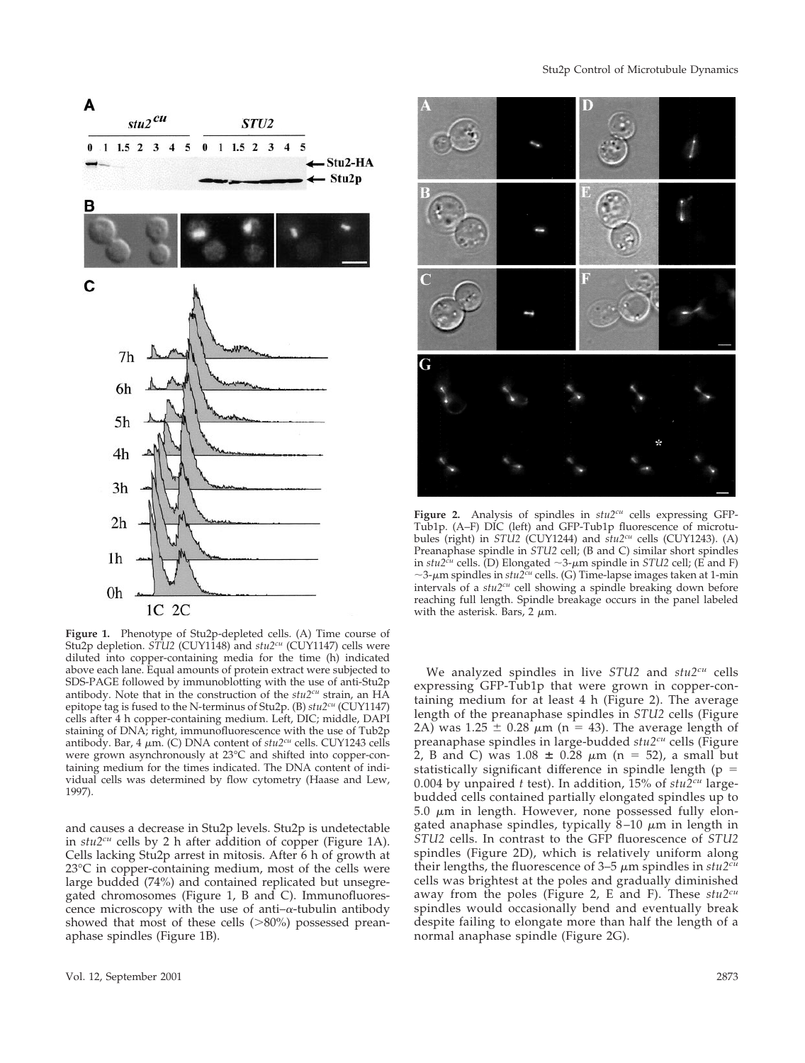**Figure 1.** Phenotype of Stu2p-depleted cells. (A) Time course of Stu2p depletion. *STU2* (CUY1148) and *stu2*$^{cu}$ (CUY1147) cells were diluted into copper-containing media for the time (h) indicated above each lane. Equal amounts of protein extract were subjected to SDS-PAGE followed by immunoblotting with the use of anti-Stu2p antibody. Note that in the construction of the *stu2*$^{cu}$ strain, an HA epitope tag is fused to the N-terminus of Stu2p. (B) *stu2*$^{cu}$ (CUY1147) cells after 4 h copper-containing medium. Left, DIC; middle, DAPI staining of DNA; right, immunofluorescence with the use of Tub2p antibody. Bar, 4 μm. (C) DNA content of *stu2*$^{cu}$ cells. CUY1243 cells were grown asynchronously at 23°C and shifted into copper-containing medium for the times indicated. The DNA content of individual cells was determined by flow cytometry (Haase and Lew, 1997).

and causes a decrease in Stu2p levels. Stu2p is undetectable in *stu2*$^{cu}$ cells by 2 h after addition of copper (Figure 1A). Cells lacking Stu2p arrest in mitosis. After 6 h of growth at 23°C in copper-containing medium, most of the cells were large budded (74%) and contained replicated but unsegregated chromosomes (Figure 1, B and C). Immunofluorescence microscopy with the use of anti–α-tubulin antibody showed that most of these cells (>80%) possessed preanaphase spindles (Figure 1B).

**Figure 2.** Analysis of spindles in *stu2*$^{cu}$ cells expressing GFP-Tub1p. (A–F) DIC (left) and GFP-Tub1p fluorescence of microtubules (right) in *STU2* (CUY1244) and *stu2*$^{cu}$ cells (CUY1243). (A) Preanaphase spindle in *STU2* cell; (B and C) similar short spindles in *stu2*$^{cu}$ cells. (D) Elongated ~3-μm spindle in *STU2* cell; (E and F) ~3-μm spindles in *stu2*$^{cu}$ cells. (G) Time-lapse images taken at 1-min intervals of a *stu2*$^{cu}$ cell showing a spindle breaking down before reaching full length. Spindle breakage occurs in the panel labeled with the asterisk. Bars, 2 μm.

We analyzed spindles in live *STU2* and *stu2*$^{cu}$ cells expressing GFP-Tub1p that were grown in copper-containing medium for at least 4 h (Figure 2). The average length of the preanaphase spindles in *STU2* cells (Figure 2A) was 1.25 ± 0.28 μm (n = 43). The average length of preanaphase spindles in large-budded *stu2*$^{cu}$ cells (Figure 2, B and C) was 1.08 ± 0.28 μm (n = 52), a small but statistically significant difference in spindle length ($p = 0.004$ by unpaired *t* test). In addition, 15% of *stu2*$^{cu}$ large-budded cells contained partially elongated spindles up to 5.0 μm in length. However, none possessed fully elongated anaphase spindles, typically 8–10 μm in length in *STU2* cells. In contrast to the GFP fluorescence of *STU2* spindles (Figure 2D), which is relatively uniform along their lengths, the fluorescence of 3–5 μm spindles in *stu2*$^{cu}$ cells was brightest at the poles and gradually diminished away from the poles (Figure 2, E and F). These *stu2*$^{cu}$ spindles would occasionally bend and eventually break despite failing to elongate more than half the length of a normal anaphase spindle (Figure 2G).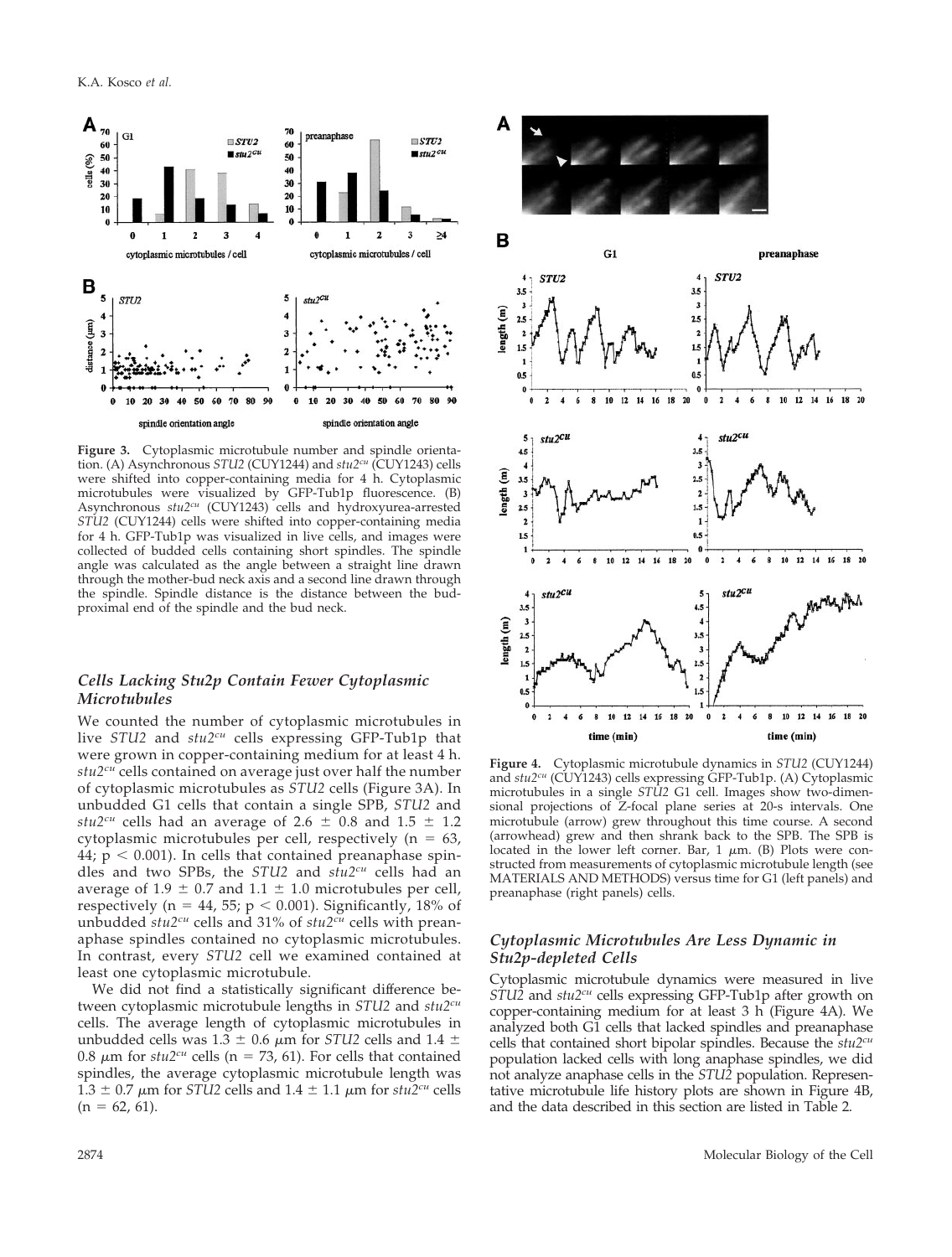**Figure 3.** Cytoplasmic microtubule number and spindle orientation. (A) Asynchronous *STU2* (CUY1244) and $stu2^{cu}$ (CUY1243) cells were shifted into copper-containing media for 4 h. Cytoplasmic microtubules were visualized by GFP-Tub1p fluorescence. (B) Asynchronous $stu2^{cu}$ (CUY1243) cells and hydroxyurea-arrested *STU2* (CUY1244) cells were shifted into copper-containing media for 4 h. GFP-Tub1p was visualized in live cells, and images were collected of budded cells containing short spindles. The spindle angle was calculated as the angle between a straight line drawn through the mother-bud neck axis and a second line drawn through the spindle. Spindle distance is the distance between the bud-proximal end of the spindle and the bud neck.

### *Cells Lacking Stu2p Contain Fewer Cytoplasmic Microtubules*

We counted the number of cytoplasmic microtubules in live *STU2* and $stu2^{cu}$ cells expressing GFP-Tub1p that were grown in copper-containing medium for at least 4 h. $stu2^{cu}$ cells contained on average just over half the number of cytoplasmic microtubules as *STU2* cells (Figure 3A). In unbudded G1 cells that contain a single SPB, *STU2* and $stu2^{cu}$ cells had an average of $2.6 \pm 0.8$ and $1.5 \pm 1.2$ cytoplasmic microtubules per cell, respectively ($n = 63, 44$; $p < 0.001$). In cells that contained preanaphase spindles and two SPBs, the *STU2* and $stu2^{cu}$ cells had an average of $1.9 \pm 0.7$ and $1.1 \pm 1.0$ microtubules per cell, respectively ($n = 44, 55$; $p < 0.001$). Significantly, 18% of unbudded $stu2^{cu}$ cells and 31% of $stu2^{cu}$ cells with preanaphase spindles contained no cytoplasmic microtubules. In contrast, every *STU2* cell we examined contained at least one cytoplasmic microtubule.

We did not find a statistically significant difference between cytoplasmic microtubule lengths in *STU2* and $stu2^{cu}$ cells. The average length of cytoplasmic microtubules in unbudded cells was $1.3 \pm 0.6$ μm for *STU2* cells and $1.4 \pm 0.8$ μm for $stu2^{cu}$ cells ($n = 73, 61$). For cells that contained spindles, the average cytoplasmic microtubule length was $1.3 \pm 0.7$ μm for *STU2* cells and $1.4 \pm 1.1$ μm for $stu2^{cu}$ cells ($n = 62, 61$).

**Figure 4.** Cytoplasmic microtubule dynamics in *STU2* (CUY1244) and $stu2^{cu}$ (CUY1243) cells expressing GFP-Tub1p. (A) Cytoplasmic microtubules in a single *STU2* G1 cell. Images show two-dimensional projections of Z-focal plane series at 20-s intervals. One microtubule (arrow) grew throughout this time course. A second (arrowhead) grew and then shrank back to the SPB. The SPB is located in the lower left corner. Bar, 1 μm. (B) Plots were constructed from measurements of cytoplasmic microtubule length (see MATERIALS AND METHODS) versus time for G1 (left panels) and preanaphase (right panels) cells.

### *Cytoplasmic Microtubules Are Less Dynamic in Stu2p-depleted Cells*

Cytoplasmic microtubule dynamics were measured in live *STU2* and $stu2^{cu}$ cells expressing GFP-Tub1p after growth on copper-containing medium for at least 3 h (Figure 4A). We analyzed both G1 cells that lacked spindles and preanaphase cells that contained short bipolar spindles. Because the $stu2^{cu}$ population lacked cells with long anaphase spindles, we did not analyze anaphase cells in the *STU2* population. Representative microtubule life history plots are shown in Figure 4B, and the data described in this section are listed in Table 2.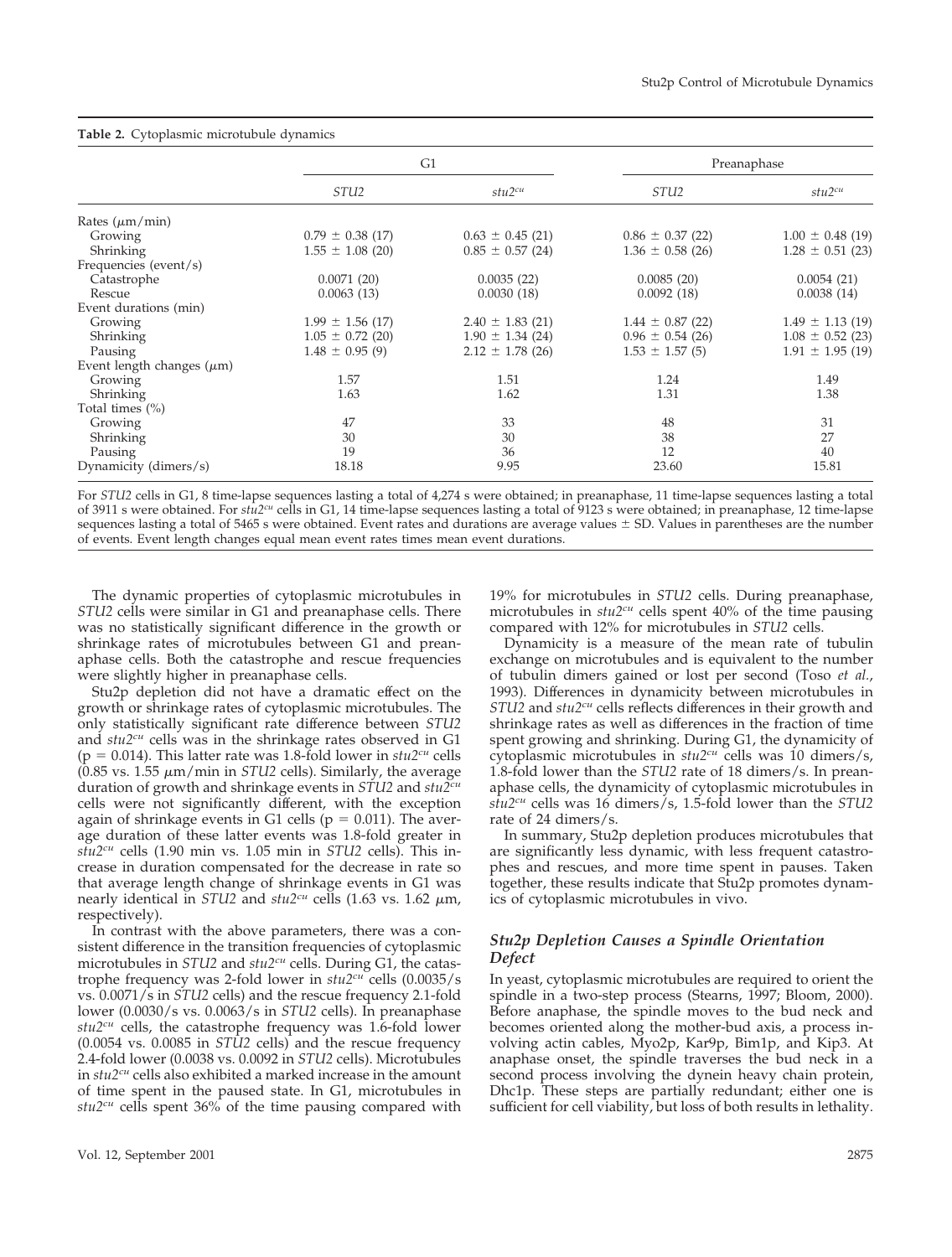**Table 2.** Cytoplasmic microtubule dynamics

| | G1 | | Preanaphase | |
|---|---|---|---|---|
| | *STU2* | *stu2$^{cu}$* | *STU2* | *stu2$^{cu}$* |
| Rates ($\mu$m/min) | | | | |
| Growing | 0.79 ± 0.38 (17) | 0.63 ± 0.45 (21) | 0.86 ± 0.37 (22) | 1.00 ± 0.48 (19) |
| Shrinking | 1.55 ± 1.08 (20) | 0.85 ± 0.57 (24) | 1.36 ± 0.58 (26) | 1.28 ± 0.51 (23) |
| Frequencies (event/s) | | | | |
| Catastrophe | 0.0071 (20) | 0.0035 (22) | 0.0085 (20) | 0.0054 (21) |
| Rescue | 0.0063 (13) | 0.0030 (18) | 0.0092 (18) | 0.0038 (14) |
| Event durations (min) | | | | |
| Growing | 1.99 ± 1.56 (17) | 2.40 ± 1.83 (21) | 1.44 ± 0.87 (22) | 1.49 ± 1.13 (19) |
| Shrinking | 1.05 ± 0.72 (20) | 1.90 ± 1.34 (24) | 0.96 ± 0.54 (26) | 1.08 ± 0.52 (23) |
| Pausing | 1.48 ± 0.95 (9) | 2.12 ± 1.78 (26) | 1.53 ± 1.57 (5) | 1.91 ± 1.95 (19) |
| Event length changes ($\mu$m) | | | | |
| Growing | 1.57 | 1.51 | 1.24 | 1.49 |
| Shrinking | 1.63 | 1.62 | 1.31 | 1.38 |
| Total times (%) | | | | |
| Growing | 47 | 33 | 48 | 31 |
| Shrinking | 30 | 30 | 38 | 27 |
| Pausing | 19 | 36 | 12 | 40 |
| Dynamicity (dimers/s) | 18.18 | 9.95 | 23.60 | 15.81 |

For *STU2* cells in G1, 8 time-lapse sequences lasting a total of 4,274 s were obtained; in preanaphase, 11 time-lapse sequences lasting a total of 3911 s were obtained. For *stu2$^{cu}$* cells in G1, 14 time-lapse sequences lasting a total of 9123 s were obtained; in preanaphase, 12 time-lapse sequences lasting a total of 5465 s were obtained. Event rates and durations are average values ± SD. Values in parentheses are the number of events. Event length changes equal mean event rates times mean event durations.

The dynamic properties of cytoplasmic microtubules in *STU2* cells were similar in G1 and preanaphase cells. There was no statistically significant difference in the growth or shrinkage rates of microtubules between G1 and preanaphase cells. Both the catastrophe and rescue frequencies were slightly higher in preanaphase cells.

Stu2p depletion did not have a dramatic effect on the growth or shrinkage rates of cytoplasmic microtubules. The only statistically significant rate difference between *STU2* and *stu2$^{cu}$* cells was in the shrinkage rates observed in G1 ($p = 0.014$). This latter rate was 1.8-fold lower in *stu2$^{cu}$* cells (0.85 vs. 1.55 $\mu$m/min in *STU2* cells). Similarly, the average duration of growth and shrinkage events in *STU2* and *stu2$^{cu}$* cells were not significantly different, with the exception again of shrinkage events in G1 cells ($p = 0.011$). The average duration of these latter events was 1.8-fold greater in *stu2$^{cu}$* cells (1.90 min vs. 1.05 min in *STU2* cells). This increase in duration compensated for the decrease in rate so that average length change of shrinkage events in G1 was nearly identical in *STU2* and *stu2$^{cu}$* cells (1.63 vs. 1.62 $\mu$m, respectively).

In contrast with the above parameters, there was a consistent difference in the transition frequencies of cytoplasmic microtubules in *STU2* and *stu2$^{cu}$* cells. During G1, the catastrophe frequency was 2-fold lower in *stu2$^{cu}$* cells (0.0035/s vs. 0.0071/s in *STU2* cells) and the rescue frequency 2.1-fold lower (0.0030/s vs. 0.0063/s in *STU2* cells). In preanaphase *stu2$^{cu}$* cells, the catastrophe frequency was 1.6-fold lower (0.0054 vs. 0.0085 in *STU2* cells) and the rescue frequency 2.4-fold lower (0.0038 vs. 0.0092 in *STU2* cells). Microtubules in *stu2$^{cu}$* cells also exhibited a marked increase in the amount of time spent in the paused state. In G1, microtubules in *stu2$^{cu}$* cells spent 36% of the time pausing compared with 19% for microtubules in *STU2* cells. During preanaphase, microtubules in *stu2$^{cu}$* cells spent 40% of the time pausing compared with 12% for microtubules in *STU2* cells.

Dynamicity is a measure of the mean rate of tubulin exchange on microtubules and is equivalent to the number of tubulin dimers gained or lost per second (Toso *et al.*, 1993). Differences in dynamicity between microtubules in *STU2* and *stu2$^{cu}$* cells reflects differences in their growth and shrinkage rates as well as differences in the fraction of time spent growing and shrinking. During G1, the dynamicity of cytoplasmic microtubules in *stu2$^{cu}$* cells was 10 dimers/s, 1.8-fold lower than the *STU2* rate of 18 dimers/s. In preanaphase cells, the dynamicity of cytoplasmic microtubules in *stu2$^{cu}$* cells was 16 dimers/s, 1.5-fold lower than the *STU2* rate of 24 dimers/s.

In summary, Stu2p depletion produces microtubules that are significantly less dynamic, with less frequent catastrophes and rescues, and more time spent in pauses. Taken together, these results indicate that Stu2p promotes dynamics of cytoplasmic microtubules in vivo.

### *Stu2p Depletion Causes a Spindle Orientation Defect*

In yeast, cytoplasmic microtubules are required to orient the spindle in a two-step process (Stearns, 1997; Bloom, 2000). Before anaphase, the spindle moves to the bud neck and becomes oriented along the mother-bud axis, a process involving actin cables, Myo2p, Kar9p, Bim1p, and Kip3. At anaphase onset, the spindle traverses the bud neck in a second process involving the dynein heavy chain protein, Dhc1p. These steps are partially redundant; either one is sufficient for cell viability, but loss of both results in lethality.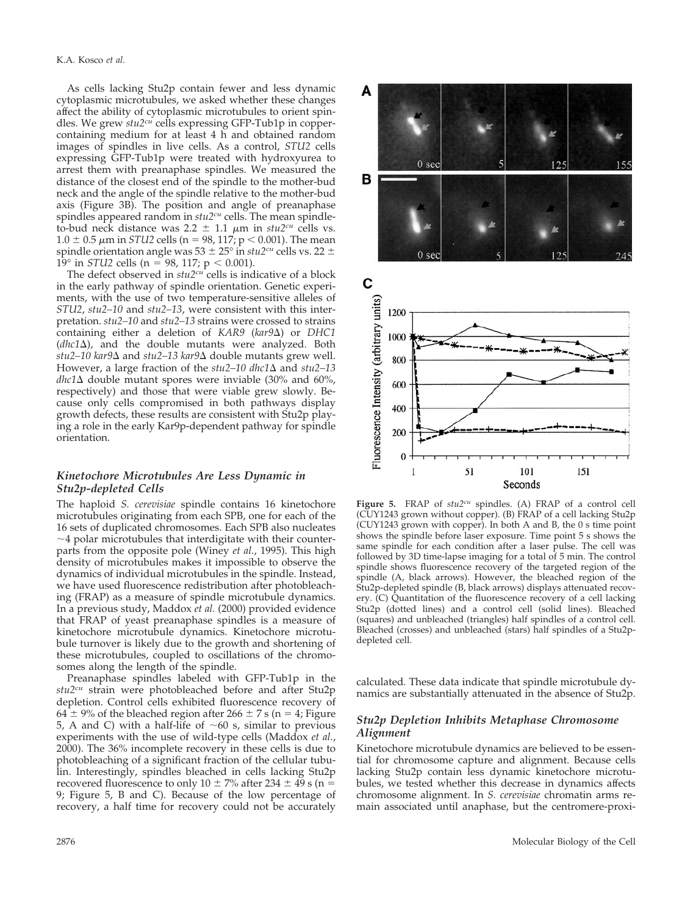As cells lacking Stu2p contain fewer and less dynamic cytoplasmic microtubules, we asked whether these changes affect the ability of cytoplasmic microtubules to orient spindles. We grew *stu2*$^{cu}$ cells expressing GFP-Tub1p in copper-containing medium for at least 4 h and obtained random images of spindles in live cells. As a control, *STU2* cells expressing GFP-Tub1p were treated with hydroxyurea to arrest them with preanaphase spindles. We measured the distance of the closest end of the spindle to the mother-bud neck and the angle of the spindle relative to the mother-bud axis (Figure 3B). The position and angle of preanaphase spindles appeared random in *stu2*$^{cu}$ cells. The mean spindle-to-bud neck distance was 2.2 ± 1.1 μm in *stu2*$^{cu}$ cells vs. 1.0 ± 0.5 μm in *STU2* cells (n = 98, 117; $p < 0.001$). The mean spindle orientation angle was 53 ± 25° in *stu2*$^{cu}$ cells vs. 22 ± 19° in *STU2* cells (n = 98, 117; $p < 0.001$).

The defect observed in *stu2*$^{cu}$ cells is indicative of a block in the early pathway of spindle orientation. Genetic experiments, with the use of two temperature-sensitive alleles of *STU2*, *stu2–10* and *stu2–13*, were consistent with this interpretation. *stu2–10* and *stu2–13* strains were crossed to strains containing either a deletion of *KAR9* (*kar9*Δ) or *DHC1* (*dhc1*Δ), and the double mutants were analyzed. Both *stu2–10 kar9*Δ and *stu2–13 kar9*Δ double mutants grew well. However, a large fraction of the *stu2–10 dhc1*Δ and *stu2–13 dhc1*Δ double mutant spores were inviable (30% and 60%, respectively) and those that were viable grew slowly. Because only cells compromised in both pathways display growth defects, these results are consistent with Stu2p playing a role in the early Kar9p-dependent pathway for spindle orientation.

### *Kinetochore Microtubules Are Less Dynamic in Stu2p-depleted Cells*

The haploid *S. cerevisiae* spindle contains 16 kinetochore microtubules originating from each SPB, one for each of the 16 sets of duplicated chromosomes. Each SPB also nucleates ~4 polar microtubules that interdigitate with their counterparts from the opposite pole (Winey *et al.*, 1995). This high density of microtubules makes it impossible to observe the dynamics of individual microtubules in the spindle. Instead, we have used fluorescence redistribution after photobleaching (FRAP) as a measure of spindle microtubule dynamics. In a previous study, Maddox *et al.* (2000) provided evidence that FRAP of yeast preanaphase spindles is a measure of kinetochore microtubule dynamics. Kinetochore microtubule turnover is likely due to the growth and shortening of these microtubules, coupled to oscillations of the chromosomes along the length of the spindle.

Preanaphase spindles labeled with GFP-Tub1p in the *stu2*$^{cu}$ strain were photobleached before and after Stu2p depletion. Control cells exhibited fluorescence recovery of 64 ± 9% of the bleached region after 266 ± 7 s (n = 4; Figure 5, A and C) with a half-life of ~60 s, similar to previous experiments with the use of wild-type cells (Maddox *et al.*, 2000). The 36% incomplete recovery in these cells is due to photobleaching of a significant fraction of the cellular tubulin. Interestingly, spindles bleached in cells lacking Stu2p recovered fluorescence to only 10 ± 7% after 234 ± 49 s (n = 9; Figure 5, B and C). Because of the low percentage of recovery, a half time for recovery could not be accurately calculated. These data indicate that spindle microtubule dynamics are substantially attenuated in the absence of Stu2p.

**Figure 5.** FRAP of *stu2*$^{cu}$ spindles. (A) FRAP of a control cell (CUY1243 grown without copper). (B) FRAP of a cell lacking Stu2p (CUY1243 grown with copper). In both A and B, the 0 s time point shows the spindle before laser exposure. Time point 5 s shows the same spindle for each condition after a laser pulse. The cell was followed by 3D time-lapse imaging for a total of 5 min. The control spindle shows fluorescence recovery of the targeted region of the spindle (A, black arrows). However, the bleached region of the Stu2p-depleted spindle (B, black arrows) displays attenuated recovery. (C) Quantitation of the fluorescence recovery of a cell lacking Stu2p (dotted lines) and a control cell (solid lines). Bleached (squares) and unbleached (triangles) half spindles of a control cell. Bleached (crosses) and unbleached (stars) half spindles of a Stu2p-depleted cell.

### *Stu2p Depletion Inhibits Metaphase Chromosome Alignment*

Kinetochore microtubule dynamics are believed to be essential for chromosome capture and alignment. Because cells lacking Stu2p contain less dynamic kinetochore microtubules, we tested whether this decrease in dynamics affects chromosome alignment. In *S. cerevisiae* chromatin arms remain associated until anaphase, but the centromere-proxi-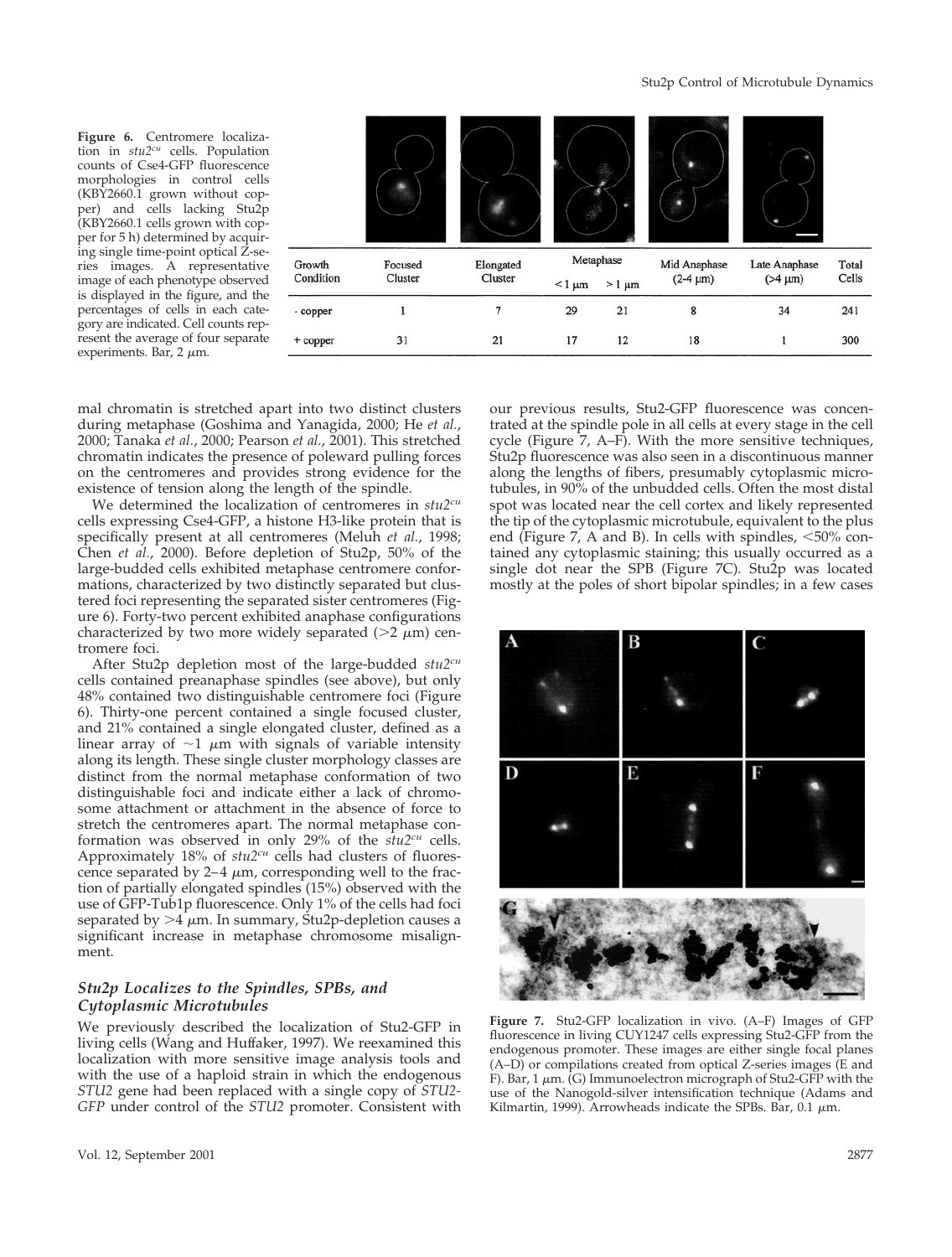**Figure 6.** Centromere localization in $stu2^{cu}$ cells. Population counts of Cse4-GFP fluorescence morphologies in control cells (KBY2660.1 grown without copper) and cells lacking Stu2p (KBY2660.1 cells grown with copper for 5 h) determined by acquiring single time-point optical Z-series images. A representative image of each phenotype observed is displayed in the figure, and the percentages of cells in each category are indicated. Cell counts represent the average of four separate experiments. Bar, 2 μm.

| Growth Condition | Focused Cluster | Elongated Cluster | Metaphase | | Mid Anaphase (2-4 μm) | Late Anaphase (>4 μm) | Total Cells |
|---|---|---|---|---|---|---|---|
| | | | <1 μm | >1 μm | | | |
| - copper | 1 | 7 | 29 | 21 | 8 | 34 | 241 |
| + copper | 31 | 21 | 17 | 12 | 18 | 1 | 300 |

mal chromatin is stretched apart into two distinct clusters during metaphase (Goshima and Yanagida, 2000; He *et al.*, 2000; Tanaka *et al.*, 2000; Pearson *et al.*, 2001). This stretched chromatin indicates the presence of poleward pulling forces on the centromeres and provides strong evidence for the existence of tension along the length of the spindle.

We determined the localization of centromeres in $stu2^{cu}$ cells expressing Cse4-GFP, a histone H3-like protein that is specifically present at all centromeres (Meluh *et al.*, 1998; Chen *et al.*, 2000). Before depletion of Stu2p, 50% of the large-budded cells exhibited metaphase centromere conformations, characterized by two distinctly separated but clustered foci representing the separated sister centromeres (Figure 6). Forty-two percent exhibited anaphase configurations characterized by two more widely separated (>2 μm) centromere foci.

After Stu2p depletion most of the large-budded $stu2^{cu}$ cells contained preanaphase spindles (see above), but only 48% contained two distinguishable centromere foci (Figure 6). Thirty-one percent contained a single focused cluster, and 21% contained a single elongated cluster, defined as a linear array of ~1 μm with signals of variable intensity along its length. These single cluster morphology classes are distinct from the normal metaphase conformation of two distinguishable foci and indicate either a lack of chromosome attachment or attachment in the absence of force to stretch the centromeres apart. The normal metaphase conformation was observed in only 29% of the $stu2^{cu}$ cells. Approximately 18% of $stu2^{cu}$ cells had clusters of fluorescence separated by 2–4 μm, corresponding well to the fraction of partially elongated spindles (15%) observed with the use of GFP-Tub1p fluorescence. Only 1% of the cells had foci separated by >4 μm. In summary, Stu2p-depletion causes a significant increase in metaphase chromosome misalignment.

### *Stu2p Localizes to the Spindles, SPBs, and Cytoplasmic Microtubules*

We previously described the localization of Stu2-GFP in living cells (Wang and Huffaker, 1997). We reexamined this localization with more sensitive image analysis tools and with the use of a haploid strain in which the endogenous *STU2* gene had been replaced with a single copy of *STU2-GFP* under control of the *STU2* promoter. Consistent with our previous results, Stu2-GFP fluorescence was concentrated at the spindle pole in all cells at every stage in the cell cycle (Figure 7, A–F). With the more sensitive techniques, Stu2p fluorescence was also seen in a discontinuous manner along the lengths of fibers, presumably cytoplasmic microtubules, in 90% of the unbudded cells. Often the most distal spot was located near the cell cortex and likely represented the tip of the cytoplasmic microtubule, equivalent to the plus end (Figure 7, A and B). In cells with spindles, <50% contained any cytoplasmic staining; this usually occurred as a single dot near the SPB (Figure 7C). Stu2p was located mostly at the poles of short bipolar spindles; in a few cases

**Figure 7.** Stu2-GFP localization in vivo. (A–F) Images of GFP fluorescence in living CUY1247 cells expressing Stu2-GFP from the endogenous promoter. These images are either single focal planes (A–D) or compilations created from optical Z-series images (E and F). Bar, 1 μm. (G) Immunoelectron micrograph of Stu2-GFP with the use of the Nanogold-silver intensification technique (Adams and Kilmartin, 1999). Arrowheads indicate the SPBs. Bar, 0.1 μm.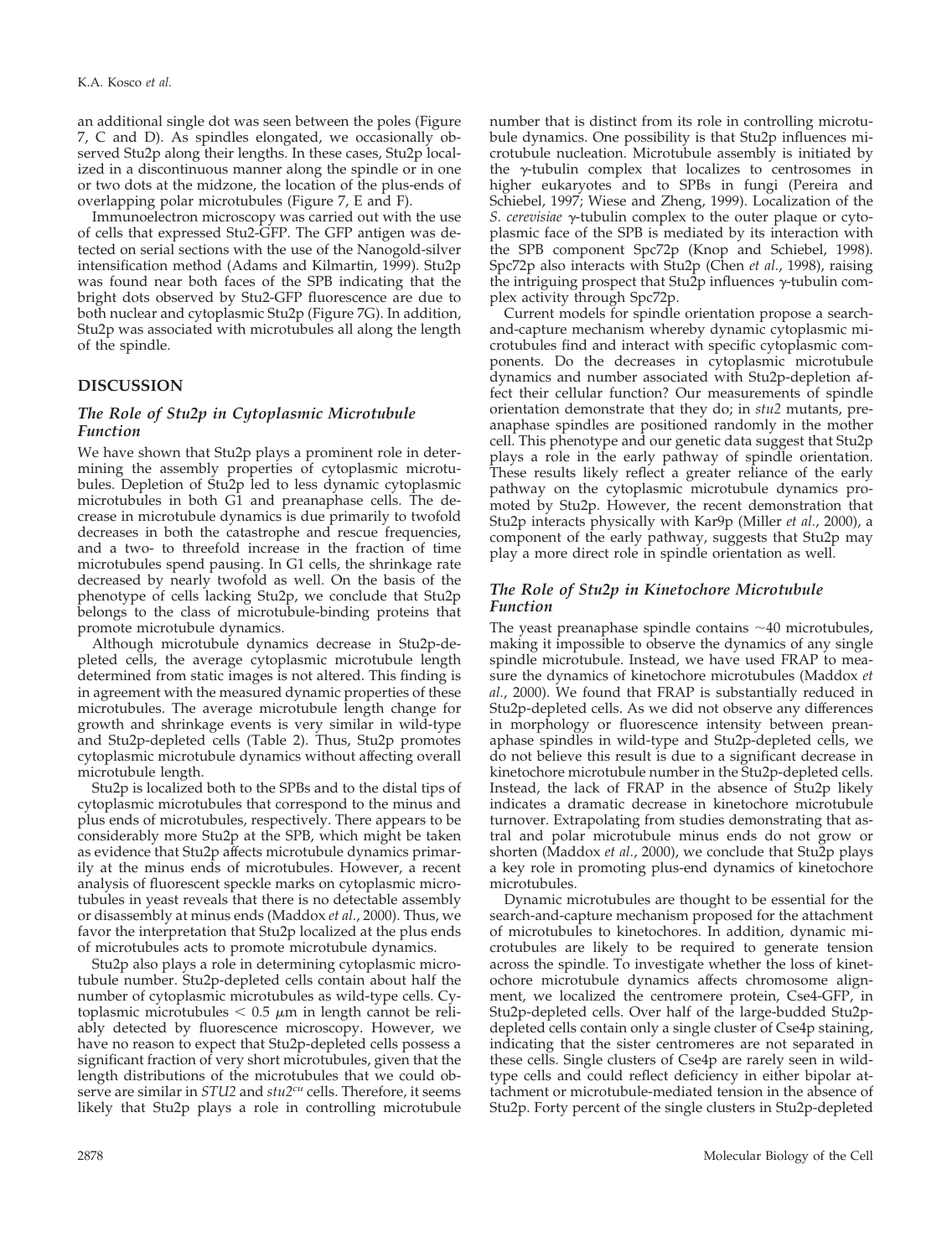an additional single dot was seen between the poles (Figure 7, C and D). As spindles elongated, we occasionally observed Stu2p along their lengths. In these cases, Stu2p localized in a discontinuous manner along the spindle or in one or two dots at the midzone, the location of the plus-ends of overlapping polar microtubules (Figure 7, E and F).

Immunoelectron microscopy was carried out with the use of cells that expressed Stu2-GFP. The GFP antigen was detected on serial sections with the use of the Nanogold-silver intensification method (Adams and Kilmartin, 1999). Stu2p was found near both faces of the SPB indicating that the bright dots observed by Stu2-GFP fluorescence are due to both nuclear and cytoplasmic Stu2p (Figure 7G). In addition, Stu2p was associated with microtubules all along the length of the spindle.

## DISCUSSION

### *The Role of Stu2p in Cytoplasmic Microtubule Function*

We have shown that Stu2p plays a prominent role in determining the assembly properties of cytoplasmic microtubules. Depletion of Stu2p led to less dynamic cytoplasmic microtubules in both G1 and preanaphase cells. The decrease in microtubule dynamics is due primarily to twofold decreases in both the catastrophe and rescue frequencies, and a two- to threefold increase in the fraction of time microtubules spend pausing. In G1 cells, the shrinkage rate decreased by nearly twofold as well. On the basis of the phenotype of cells lacking Stu2p, we conclude that Stu2p belongs to the class of microtubule-binding proteins that promote microtubule dynamics.

Although microtubule dynamics decrease in Stu2p-depleted cells, the average cytoplasmic microtubule length determined from static images is not altered. This finding is in agreement with the measured dynamic properties of these microtubules. The average microtubule length change for growth and shrinkage events is very similar in wild-type and Stu2p-depleted cells (Table 2). Thus, Stu2p promotes cytoplasmic microtubule dynamics without affecting overall microtubule length.

Stu2p is localized both to the SPBs and to the distal tips of cytoplasmic microtubules that correspond to the minus and plus ends of microtubules, respectively. There appears to be considerably more Stu2p at the SPB, which might be taken as evidence that Stu2p affects microtubule dynamics primarily at the minus ends of microtubules. However, a recent analysis of fluorescent speckle marks on cytoplasmic microtubules in yeast reveals that there is no detectable assembly or disassembly at minus ends (Maddox *et al.*, 2000). Thus, we favor the interpretation that Stu2p localized at the plus ends of microtubules acts to promote microtubule dynamics.

Stu2p also plays a role in determining cytoplasmic microtubule number. Stu2p-depleted cells contain about half the number of cytoplasmic microtubules as wild-type cells. Cytoplasmic microtubules $< 0.5$ $\mu$m in length cannot be reliably detected by fluorescence microscopy. However, we have no reason to expect that Stu2p-depleted cells possess a significant fraction of very short microtubules, given that the length distributions of the microtubules that we could observe are similar in *STU2* and *stu2*$^{cu}$ cells. Therefore, it seems likely that Stu2p plays a role in controlling microtubule number that is distinct from its role in controlling microtubule dynamics. One possibility is that Stu2p influences microtubule nucleation. Microtubule assembly is initiated by the $\gamma$-tubulin complex that localizes to centrosomes in higher eukaryotes and to SPBs in fungi (Pereira and Schiebel, 1997; Wiese and Zheng, 1999). Localization of the *S. cerevisiae* $\gamma$-tubulin complex to the outer plaque or cytoplasmic face of the SPB is mediated by its interaction with the SPB component Spc72p (Knop and Schiebel, 1998). Spc72p also interacts with Stu2p (Chen *et al.*, 1998), raising the intriguing prospect that Stu2p influences $\gamma$-tubulin complex activity through Spc72p.

Current models for spindle orientation propose a search-and-capture mechanism whereby dynamic cytoplasmic microtubules find and interact with specific cytoplasmic components. Do the decreases in cytoplasmic microtubule dynamics and number associated with Stu2p-depletion affect their cellular function? Our measurements of spindle orientation demonstrate that they do; in *stu2* mutants, preanaphase spindles are positioned randomly in the mother cell. This phenotype and our genetic data suggest that Stu2p plays a role in the early pathway of spindle orientation. These results likely reflect a greater reliance of the early pathway on the cytoplasmic microtubule dynamics promoted by Stu2p. However, the recent demonstration that Stu2p interacts physically with Kar9p (Miller *et al.*, 2000), a component of the early pathway, suggests that Stu2p may play a more direct role in spindle orientation as well.

### *The Role of Stu2p in Kinetochore Microtubule Function*

The yeast preanaphase spindle contains ~40 microtubules, making it impossible to observe the dynamics of any single spindle microtubule. Instead, we have used FRAP to measure the dynamics of kinetochore microtubules (Maddox *et al.*, 2000). We found that FRAP is substantially reduced in Stu2p-depleted cells. As we did not observe any differences in morphology or fluorescence intensity between preanaphase spindles in wild-type and Stu2p-depleted cells, we do not believe this result is due to a significant decrease in kinetochore microtubule number in the Stu2p-depleted cells. Instead, the lack of FRAP in the absence of Stu2p likely indicates a dramatic decrease in kinetochore microtubule turnover. Extrapolating from studies demonstrating that astral and polar microtubule minus ends do not grow or shorten (Maddox *et al.*, 2000), we conclude that Stu2p plays a key role in promoting plus-end dynamics of kinetochore microtubules.

Dynamic microtubules are thought to be essential for the search-and-capture mechanism proposed for the attachment of microtubules to kinetochores. In addition, dynamic microtubules are likely to be required to generate tension across the spindle. To investigate whether the loss of kinetochore microtubule dynamics affects chromosome alignment, we localized the centromere protein, Cse4-GFP, in Stu2p-depleted cells. Over half of the large-budded Stu2p-depleted cells contain only a single cluster of Cse4p staining, indicating that the sister centromeres are not separated in these cells. Single clusters of Cse4p are rarely seen in wild-type cells and could reflect deficiency in either bipolar attachment or microtubule-mediated tension in the absence of Stu2p. Forty percent of the single clusters in Stu2p-depleted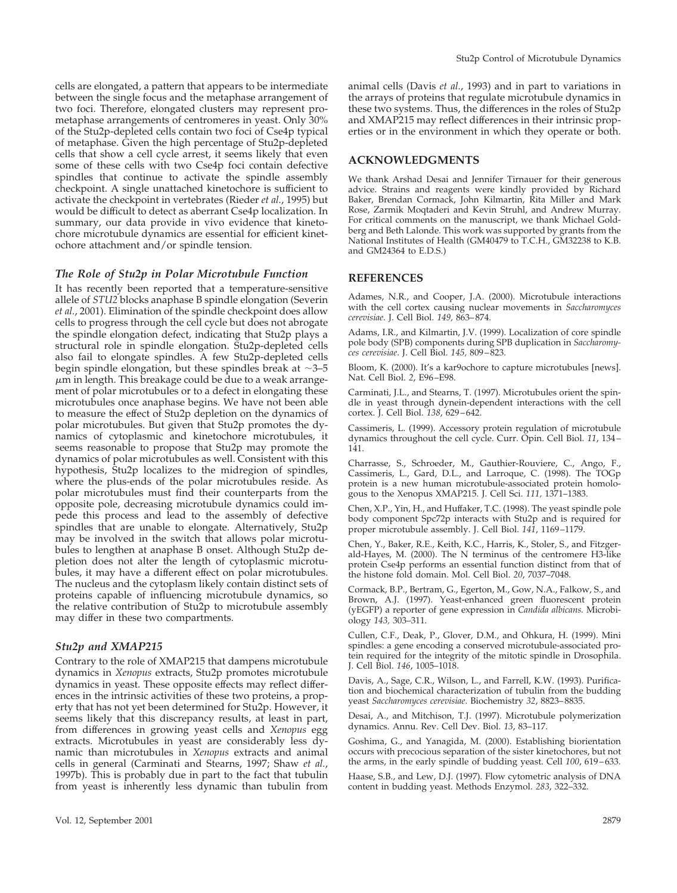cells are elongated, a pattern that appears to be intermediate between the single focus and the metaphase arrangement of two foci. Therefore, elongated clusters may represent prometaphase arrangements of centromeres in yeast. Only 30% of the Stu2p-depleted cells contain two foci of Cse4p typical of metaphase. Given the high percentage of Stu2p-depleted cells that show a cell cycle arrest, it seems likely that even some of these cells with two Cse4p foci contain defective spindles that continue to activate the spindle assembly checkpoint. A single unattached kinetochore is sufficient to activate the checkpoint in vertebrates (Rieder *et al.*, 1995) but would be difficult to detect as aberrant Cse4p localization. In summary, our data provide in vivo evidence that kinetochore microtubule dynamics are essential for efficient kinetochore attachment and/or spindle tension.

### *The Role of Stu2p in Polar Microtubule Function*

It has recently been reported that a temperature-sensitive allele of *STU2* blocks anaphase B spindle elongation (Severin *et al.*, 2001). Elimination of the spindle checkpoint does allow cells to progress through the cell cycle but does not abrogate the spindle elongation defect, indicating that Stu2p plays a structural role in spindle elongation. Stu2p-depleted cells also fail to elongate spindles. A few Stu2p-depleted cells begin spindle elongation, but these spindles break at ~3–5 $\mu$m in length. This breakage could be due to a weak arrangement of polar microtubules or to a defect in elongating these microtubules once anaphase begins. We have not been able to measure the effect of Stu2p depletion on the dynamics of polar microtubules. But given that Stu2p promotes the dynamics of cytoplasmic and kinetochore microtubules, it seems reasonable to propose that Stu2p may promote the dynamics of polar microtubules as well. Consistent with this hypothesis, Stu2p localizes to the midregion of spindles, where the plus-ends of the polar microtubules reside. As polar microtubules must find their counterparts from the opposite pole, decreasing microtubule dynamics could impede this process and lead to the assembly of defective spindles that are unable to elongate. Alternatively, Stu2p may be involved in the switch that allows polar microtubules to lengthen at anaphase B onset. Although Stu2p depletion does not alter the length of cytoplasmic microtubules, it may have a different effect on polar microtubules. The nucleus and the cytoplasm likely contain distinct sets of proteins capable of influencing microtubule dynamics, so the relative contribution of Stu2p to microtubule assembly may differ in these two compartments.

### *Stu2p and XMAP215*

Contrary to the role of XMAP215 that dampens microtubule dynamics in *Xenopus* extracts, Stu2p promotes microtubule dynamics in yeast. These opposite effects may reflect differences in the intrinsic activities of these two proteins, a property that has not yet been determined for Stu2p. However, it seems likely that this discrepancy results, at least in part, from differences in growing yeast cells and *Xenopus* egg extracts. Microtubules in yeast are considerably less dynamic than microtubules in *Xenopus* extracts and animal cells in general (Carminati and Stearns, 1997; Shaw *et al.*, 1997b). This is probably due in part to the fact that tubulin from yeast is inherently less dynamic than tubulin from animal cells (Davis *et al.*, 1993) and in part to variations in the arrays of proteins that regulate microtubule dynamics in these two systems. Thus, the differences in the roles of Stu2p and XMAP215 may reflect differences in their intrinsic properties or in the environment in which they operate or both.

## ACKNOWLEDGMENTS

We thank Arshad Desai and Jennifer Tirnauer for their generous advice. Strains and reagents were kindly provided by Richard Baker, Brendan Cormack, John Kilmartin, Rita Miller and Mark Rose, Zarmik Moqtaderi and Kevin Struhl, and Andrew Murray. For critical comments on the manuscript, we thank Michael Goldberg and Beth Lalonde. This work was supported by grants from the National Institutes of Health (GM40479 to T.C.H., GM32238 to K.B. and GM24364 to E.D.S.)

## REFERENCES

Adames, N.R., and Cooper, J.A. (2000). Microtubule interactions with the cell cortex causing nuclear movements in *Saccharomyces cerevisiae*. J. Cell Biol. *149,* 863–874.

Adams, I.R., and Kilmartin, J.V. (1999). Localization of core spindle pole body (SPB) components during SPB duplication in *Saccharomyces cerevisiae*. J. Cell Biol. *145,* 809–823.

Bloom, K. (2000). It's a kar9ochore to capture microtubules [news]. Nat. Cell Biol. *2*, E96–E98.

Carminati, J.L., and Stearns, T. (1997). Microtubules orient the spindle in yeast through dynein-dependent interactions with the cell cortex. J. Cell Biol. *138*, 629–642.

Cassimeris, L. (1999). Accessory protein regulation of microtubule dynamics throughout the cell cycle. Curr. Opin. Cell Biol. *11*, 134–141.

Charrasse, S., Schroeder, M., Gauthier-Rouviere, C., Ango, F., Cassimeris, L., Gard, D.L., and Larroque, C. (1998). The TOGp protein is a new human microtubule-associated protein homologous to the Xenopus XMAP215. J. Cell Sci. *111,* 1371–1383.

Chen, X.P., Yin, H., and Huffaker, T.C. (1998). The yeast spindle pole body component Spc72p interacts with Stu2p and is required for proper microtubule assembly. J. Cell Biol. *141*, 1169–1179.

Chen, Y., Baker, R.E., Keith, K.C., Harris, K., Stoler, S., and Fitzgerald-Hayes, M. (2000). The N terminus of the centromere H3-like protein Cse4p performs an essential function distinct from that of the histone fold domain. Mol. Cell Biol. *20*, 7037–7048.

Cormack, B.P., Bertram, G., Egerton, M., Gow, N.A., Falkow, S., and Brown, A.J. (1997). Yeast-enhanced green fluorescent protein (yEGFP) a reporter of gene expression in *Candida albicans*. Microbiology *143,* 303–311.

Cullen, C.F., Deak, P., Glover, D.M., and Ohkura, H. (1999). Mini spindles: a gene encoding a conserved microtubule-associated protein required for the integrity of the mitotic spindle in Drosophila. J. Cell Biol. *146*, 1005–1018.

Davis, A., Sage, C.R., Wilson, L., and Farrell, K.W. (1993). Purification and biochemical characterization of tubulin from the budding yeast *Saccharomyces cerevisiae*. Biochemistry *32*, 8823–8835.

Desai, A., and Mitchison, T.J. (1997). Microtubule polymerization dynamics. Annu. Rev. Cell Dev. Biol. *13*, 83–117.

Goshima, G., and Yanagida, M. (2000). Establishing biorientation occurs with precocious separation of the sister kinetochores, but not the arms, in the early spindle of budding yeast. Cell *100*, 619–633.

Haase, S.B., and Lew, D.J. (1997). Flow cytometric analysis of DNA content in budding yeast. Methods Enzymol. *283*, 322–332.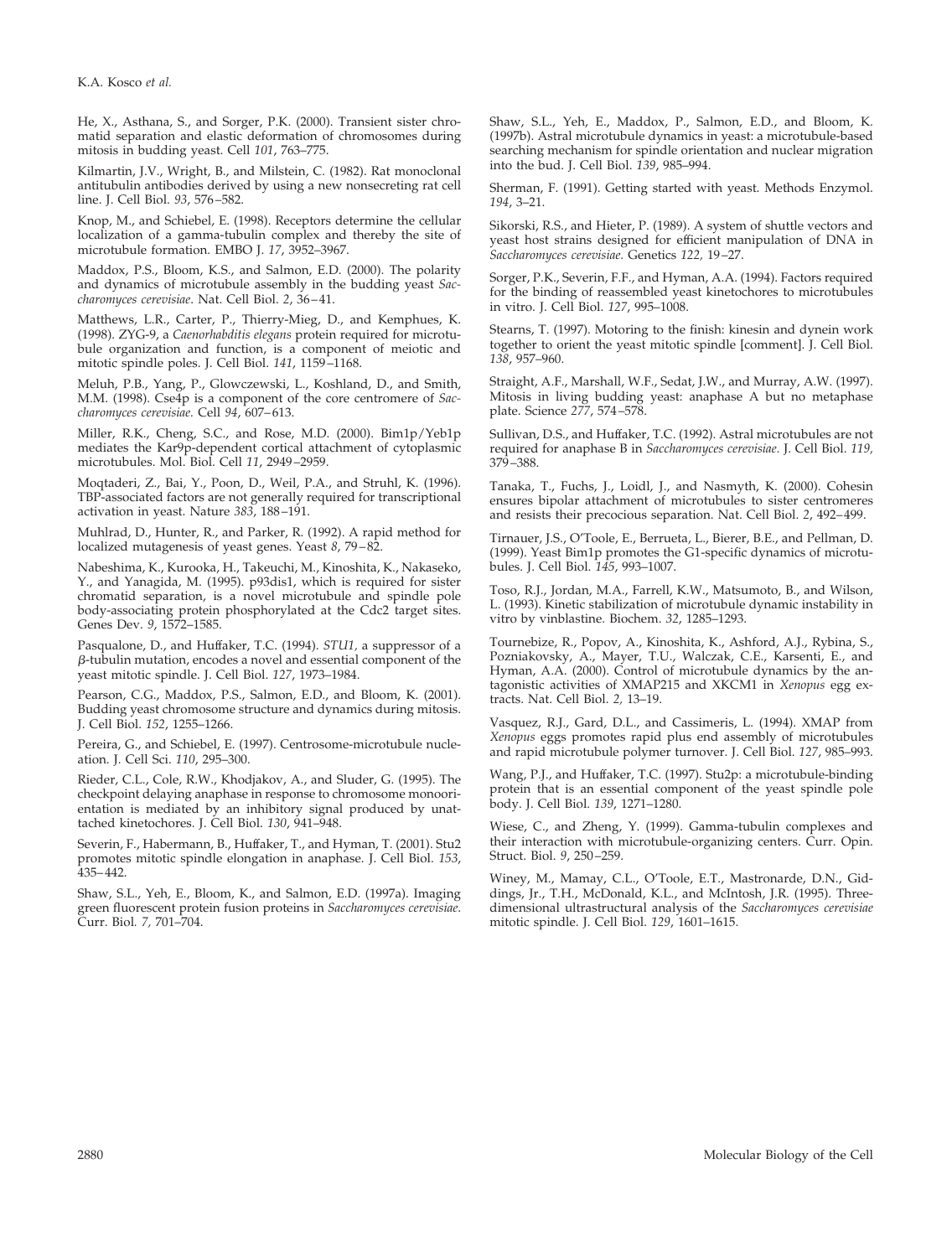He, X., Asthana, S., and Sorger, P.K. (2000). Transient sister chromatid separation and elastic deformation of chromosomes during mitosis in budding yeast. Cell *101*, 763–775.

Kilmartin, J.V., Wright, B., and Milstein, C. (1982). Rat monoclonal antitubulin antibodies derived by using a new nonsecreting rat cell line. J. Cell Biol. *93*, 576–582.

Knop, M., and Schiebel, E. (1998). Receptors determine the cellular localization of a gamma-tubulin complex and thereby the site of microtubule formation. EMBO J. *17*, 3952–3967.

Maddox, P.S., Bloom, K.S., and Salmon, E.D. (2000). The polarity and dynamics of microtubule assembly in the budding yeast *Saccharomyces cerevisiae*. Nat. Cell Biol. *2*, 36–41.

Matthews, L.R., Carter, P., Thierry-Mieg, D., and Kemphues, K. (1998). ZYG-9, a *Caenorhabditis elegans* protein required for microtubule organization and function, is a component of meiotic and mitotic spindle poles. J. Cell Biol. *141*, 1159–1168.

Meluh, P.B., Yang, P., Glowczewski, L., Koshland, D., and Smith, M.M. (1998). Cse4p is a component of the core centromere of *Saccharomyces cerevisiae.* Cell *94*, 607–613.

Miller, R.K., Cheng, S.C., and Rose, M.D. (2000). Bim1p/Yeb1p mediates the Kar9p-dependent cortical attachment of cytoplasmic microtubules. Mol. Biol. Cell *11*, 2949–2959.

Moqtaderi, Z., Bai, Y., Poon, D., Weil, P.A., and Struhl, K. (1996). TBP-associated factors are not generally required for transcriptional activation in yeast. Nature *383*, 188–191.

Muhlrad, D., Hunter, R., and Parker, R. (1992). A rapid method for localized mutagenesis of yeast genes. Yeast *8*, 79–82.

Nabeshima, K., Kurooka, H., Takeuchi, M., Kinoshita, K., Nakaseko, Y., and Yanagida, M. (1995). p93dis1, which is required for sister chromatid separation, is a novel microtubule and spindle pole body-associating protein phosphorylated at the Cdc2 target sites. Genes Dev. *9*, 1572–1585.

Pasqualone, D., and Huffaker, T.C. (1994). *STU1*, a suppressor of a $\beta$-tubulin mutation, encodes a novel and essential component of the yeast mitotic spindle. J. Cell Biol. *127*, 1973–1984.

Pearson, C.G., Maddox, P.S., Salmon, E.D., and Bloom, K. (2001). Budding yeast chromosome structure and dynamics during mitosis. J. Cell Biol. *152*, 1255–1266.

Pereira, G., and Schiebel, E. (1997). Centrosome-microtubule nucleation. J. Cell Sci. *110*, 295–300.

Rieder, C.L., Cole, R.W., Khodjakov, A., and Sluder, G. (1995). The checkpoint delaying anaphase in response to chromosome monoorientation is mediated by an inhibitory signal produced by unattached kinetochores. J. Cell Biol. *130*, 941–948.

Severin, F., Habermann, B., Huffaker, T., and Hyman, T. (2001). Stu2 promotes mitotic spindle elongation in anaphase. J. Cell Biol. *153*, 435–442.

Shaw, S.L., Yeh, E., Bloom, K., and Salmon, E.D. (1997a). Imaging green fluorescent protein fusion proteins in *Saccharomyces cerevisiae*. Curr. Biol. *7*, 701–704.

Shaw, S.L., Yeh, E., Maddox, P., Salmon, E.D., and Bloom, K. (1997b). Astral microtubule dynamics in yeast: a microtubule-based searching mechanism for spindle orientation and nuclear migration into the bud. J. Cell Biol. *139*, 985–994.

Sherman, F. (1991). Getting started with yeast. Methods Enzymol. *194*, 3–21.

Sikorski, R.S., and Hieter, P. (1989). A system of shuttle vectors and yeast host strains designed for efficient manipulation of DNA in *Saccharomyces cerevisiae.* Genetics *122,* 19–27.

Sorger, P.K., Severin, F.F., and Hyman, A.A. (1994). Factors required for the binding of reassembled yeast kinetochores to microtubules in vitro. J. Cell Biol. *127*, 995–1008.

Stearns, T. (1997). Motoring to the finish: kinesin and dynein work together to orient the yeast mitotic spindle [comment]. J. Cell Biol. *138*, 957–960.

Straight, A.F., Marshall, W.F., Sedat, J.W., and Murray, A.W. (1997). Mitosis in living budding yeast: anaphase A but no metaphase plate. Science *277*, 574–578.

Sullivan, D.S., and Huffaker, T.C. (1992). Astral microtubules are not required for anaphase B in *Saccharomyces cerevisiae.* J. Cell Biol. *119,* 379–388.

Tanaka, T., Fuchs, J., Loidl, J., and Nasmyth, K. (2000). Cohesin ensures bipolar attachment of microtubules to sister centromeres and resists their precocious separation. Nat. Cell Biol. *2*, 492–499.

Tirnauer, J.S., O'Toole, E., Berrueta, L., Bierer, B.E., and Pellman, D. (1999). Yeast Bim1p promotes the G1-specific dynamics of microtubules. J. Cell Biol. *145*, 993–1007.

Toso, R.J., Jordan, M.A., Farrell, K.W., Matsumoto, B., and Wilson, L. (1993). Kinetic stabilization of microtubule dynamic instability in vitro by vinblastine. Biochem. *32*, 1285–1293.

Tournebize, R., Popov, A., Kinoshita, K., Ashford, A.J., Rybina, S., Pozniakovsky, A., Mayer, T.U., Walczak, C.E., Karsenti, E., and Hyman, A.A. (2000). Control of microtubule dynamics by the antagonistic activities of XMAP215 and XKCM1 in *Xenopus* egg extracts. Nat. Cell Biol. *2,* 13–19.

Vasquez, R.J., Gard, D.L., and Cassimeris, L. (1994). XMAP from *Xenopus* eggs promotes rapid plus end assembly of microtubules and rapid microtubule polymer turnover. J. Cell Biol. *127*, 985–993.

Wang, P.J., and Huffaker, T.C. (1997). Stu2p: a microtubule-binding protein that is an essential component of the yeast spindle pole body. J. Cell Biol. *139*, 1271–1280.

Wiese, C., and Zheng, Y. (1999). Gamma-tubulin complexes and their interaction with microtubule-organizing centers. Curr. Opin. Struct. Biol. *9*, 250–259.

Winey, M., Mamay, C.L., O'Toole, E.T., Mastronarde, D.N., Giddings, Jr., T.H., McDonald, K.L., and McIntosh, J.R. (1995). Three-dimensional ultrastructural analysis of the *Saccharomyces cerevisiae* mitotic spindle. J. Cell Biol. *129*, 1601–1615.